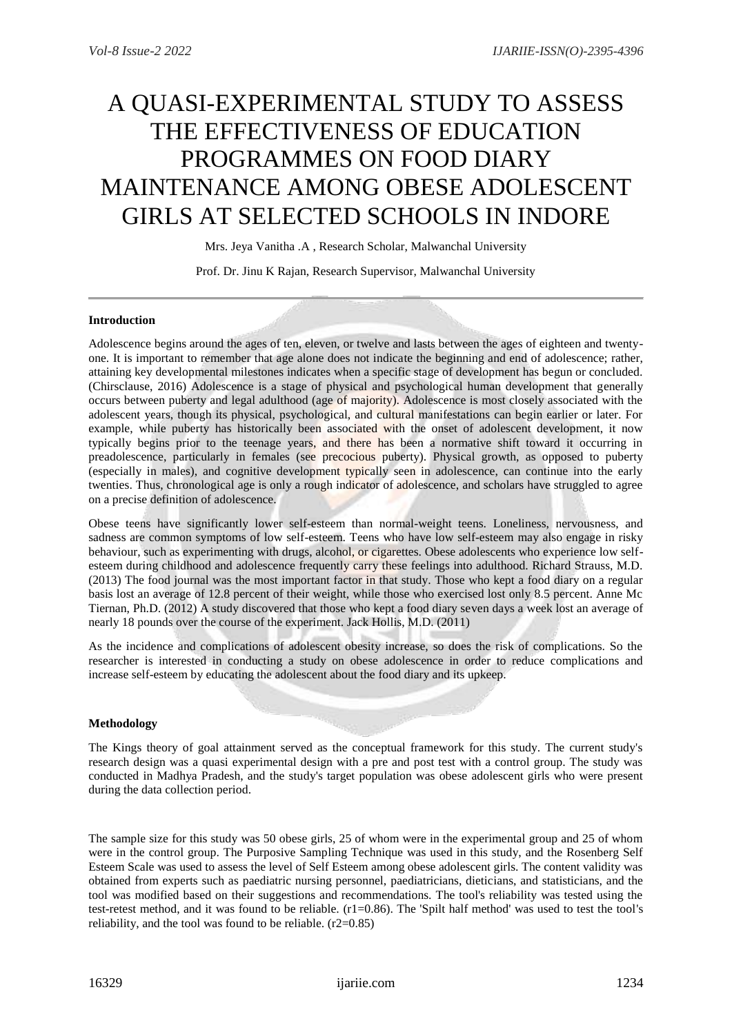# A QUASI-EXPERIMENTAL STUDY TO ASSESS THE EFFECTIVENESS OF EDUCATION PROGRAMMES ON FOOD DIARY MAINTENANCE AMONG OBESE ADOLESCENT GIRLS AT SELECTED SCHOOLS IN INDORE

Mrs. Jeya Vanitha .A , Research Scholar, Malwanchal University

Prof. Dr. Jinu K Rajan, Research Supervisor, Malwanchal University

---

**Introduction**

Adolescence begins around the ages of ten, eleven, or twelve and lasts between the ages of eighteen and twenty-one. It is important to remember that age alone does not indicate the beginning and end of adolescence; rather, attaining key developmental milestones indicates when a specific stage of development has begun or concluded. (Chirsclause, 2016) Adolescence is a stage of physical and psychological human development that generally occurs between puberty and legal adulthood (age of majority). Adolescence is most closely associated with the adolescent years, though its physical, psychological, and cultural manifestations can begin earlier or later. For example, while puberty has historically been associated with the onset of adolescent development, it now typically begins prior to the teenage years, and there has been a normative shift toward it occurring in preadolescence, particularly in females (see precocious puberty). Physical growth, as opposed to puberty (especially in males), and cognitive development typically seen in adolescence, can continue into the early twenties. Thus, chronological age is only a rough indicator of adolescence, and scholars have struggled to agree on a precise definition of adolescence.

Obese teens have significantly lower self-esteem than normal-weight teens. Loneliness, nervousness, and sadness are common symptoms of low self-esteem. Teens who have low self-esteem may also engage in risky behaviour, such as experimenting with drugs, alcohol, or cigarettes. Obese adolescents who experience low self-esteem during childhood and adolescence frequently carry these feelings into adulthood. Richard Strauss, M.D. (2013) The food journal was the most important factor in that study. Those who kept a food diary on a regular basis lost an average of 12.8 percent of their weight, while those who exercised lost only 8.5 percent. Anne Mc Tiernan, Ph.D. (2012) A study discovered that those who kept a food diary seven days a week lost an average of nearly 18 pounds over the course of the experiment. Jack Hollis, M.D. (2011)

As the incidence and complications of adolescent obesity increase, so does the risk of complications. So the researcher is interested in conducting a study on obese adolescence in order to reduce complications and increase self-esteem by educating the adolescent about the food diary and its upkeep.

**Methodology**

The Kings theory of goal attainment served as the conceptual framework for this study. The current study's research design was a quasi experimental design with a pre and post test with a control group. The study was conducted in Madhya Pradesh, and the study's target population was obese adolescent girls who were present during the data collection period.

The sample size for this study was 50 obese girls, 25 of whom were in the experimental group and 25 of whom were in the control group. The Purposive Sampling Technique was used in this study, and the Rosenberg Self Esteem Scale was used to assess the level of Self Esteem among obese adolescent girls. The content validity was obtained from experts such as paediatric nursing personnel, paediatricians, dieticians, and statisticians, and the tool was modified based on their suggestions and recommendations. The tool's reliability was tested using the test-retest method, and it was found to be reliable. ($r1=0.86$). The 'Spilt half method' was used to test the tool's reliability, and the tool was found to be reliable. ($r2=0.85$)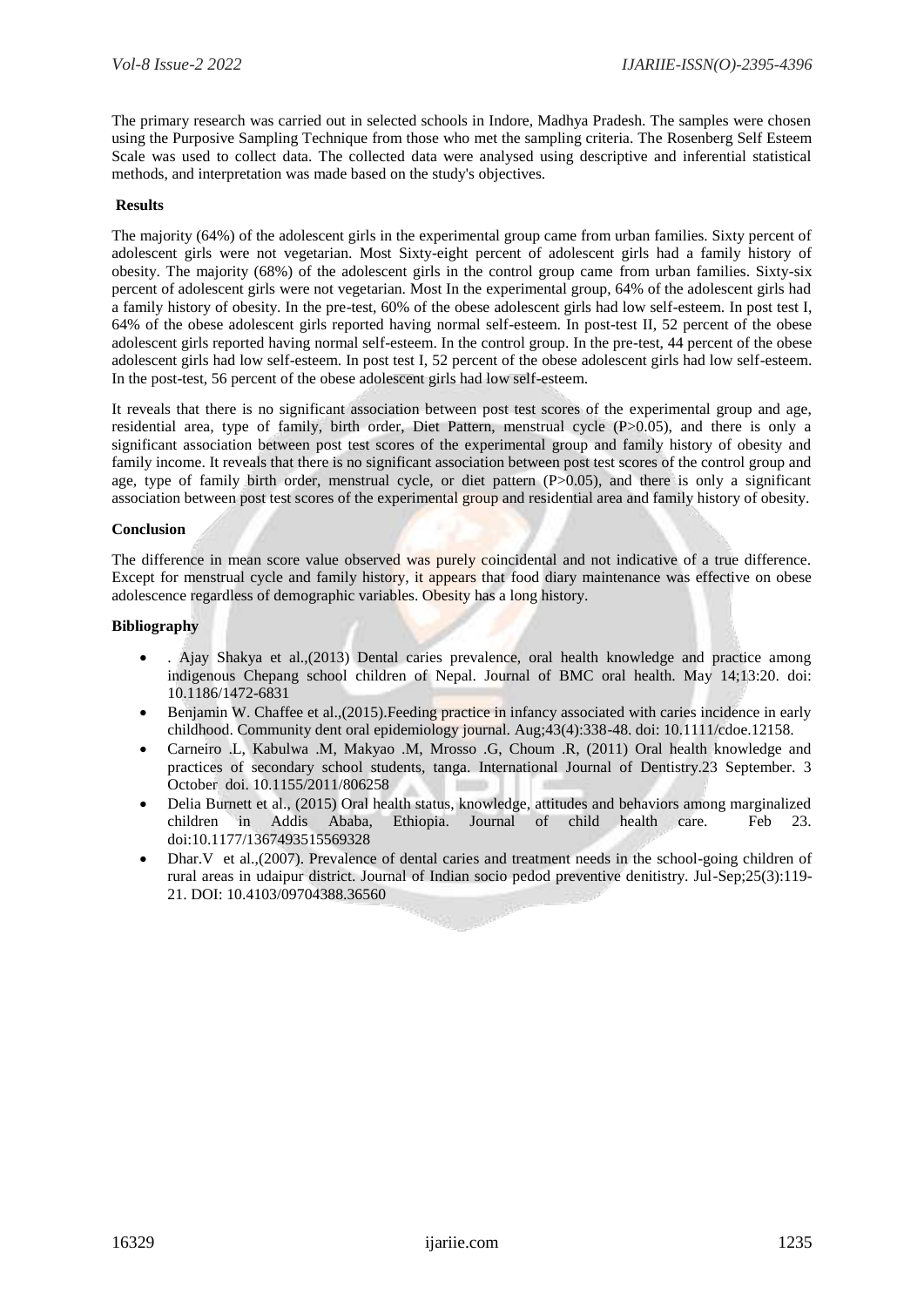The primary research was carried out in selected schools in Indore, Madhya Pradesh. The samples were chosen using the Purposive Sampling Technique from those who met the sampling criteria. The Rosenberg Self Esteem Scale was used to collect data. The collected data were analysed using descriptive and inferential statistical methods, and interpretation was made based on the study's objectives.

**Results**

The majority (64%) of the adolescent girls in the experimental group came from urban families. Sixty percent of adolescent girls were not vegetarian. Most Sixty-eight percent of adolescent girls had a family history of obesity. The majority (68%) of the adolescent girls in the control group came from urban families. Sixty-six percent of adolescent girls were not vegetarian. Most In the experimental group, 64% of the adolescent girls had a family history of obesity. In the pre-test, 60% of the obese adolescent girls had low self-esteem. In post test I, 64% of the obese adolescent girls reported having normal self-esteem. In post-test II, 52 percent of the obese adolescent girls reported having normal self-esteem. In the control group. In the pre-test, 44 percent of the obese adolescent girls had low self-esteem. In post test I, 52 percent of the obese adolescent girls had low self-esteem. In the post-test, 56 percent of the obese adolescent girls had low self-esteem.

It reveals that there is no significant association between post test scores of the experimental group and age, residential area, type of family, birth order, Diet Pattern, menstrual cycle ($P>0.05$), and there is only a significant association between post test scores of the experimental group and family history of obesity and family income. It reveals that there is no significant association between post test scores of the control group and age, type of family birth order, menstrual cycle, or diet pattern ($P>0.05$), and there is only a significant association between post test scores of the experimental group and residential area and family history of obesity.

**Conclusion**

The difference in mean score value observed was purely coincidental and not indicative of a true difference. Except for menstrual cycle and family history, it appears that food diary maintenance was effective on obese adolescence regardless of demographic variables. Obesity has a long history.

**Bibliography**

- . Ajay Shakya et al.,(2013) Dental caries prevalence, oral health knowledge and practice among indigenous Chepang school children of Nepal. Journal of BMC oral health. May 14;13:20. doi: 10.1186/1472-6831
- Benjamin W. Chaffee et al.,(2015).Feeding practice in infancy associated with caries incidence in early childhood. Community dent oral epidemiology journal. Aug;43(4):338-48. doi: 10.1111/cdoe.12158.
- Carneiro .L, Kabulwa .M, Makyao .M, Mrosso .G, Choum .R, (2011) Oral health knowledge and practices of secondary school students, tanga. International Journal of Dentistry.23 September. 3 October doi. 10.1155/2011/806258
- Delia Burnett et al., (2015) Oral health status, knowledge, attitudes and behaviors among marginalized children in Addis Ababa, Ethiopia. Journal of child health care. Feb 23. doi:10.1177/1367493515569328
- Dhar.V et al.,(2007). Prevalence of dental caries and treatment needs in the school-going children of rural areas in udaipur district. Journal of Indian socio pedod preventive denitistry. Jul-Sep;25(3):119-21. DOI: 10.4103/09704388.36560